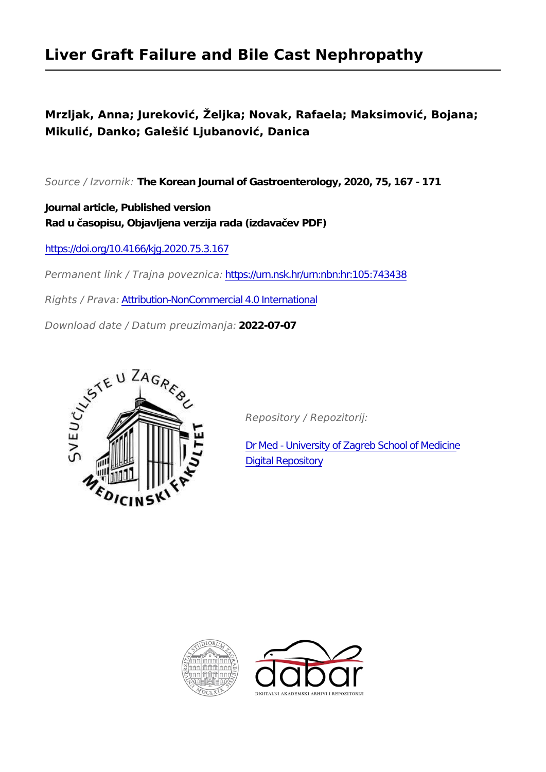# Liver Graft Failure and Bile Cast Nephropathy

**Mrzljak, Anna; Jureković, Željka; Novak, Rafaela; Maksimović, Bojana; Mikulić, Danko; Galešić Ljubanović, Danica**

*Source / Izvornik:* **The Korean Journal of Gastroenterology, 2020, 75, 167 - 171**

**Journal article, Published version**
**Rad u časopisu, Objavljena verzija rada (izdavačev PDF)**

https://doi.org/10.4166/kjg.2020.75.3.167

*Permanent link / Trajna poveznica:* https://urn.nsk.hr/urn:nbn:hr:105:743438

*Rights / Prava:* Attribution-NonCommercial 4.0 International

*Download date / Datum preuzimanja:* **2022-07-07**

*Repository / Repozitorij:*

Dr Med - University of Zagreb School of Medicine Digital Repository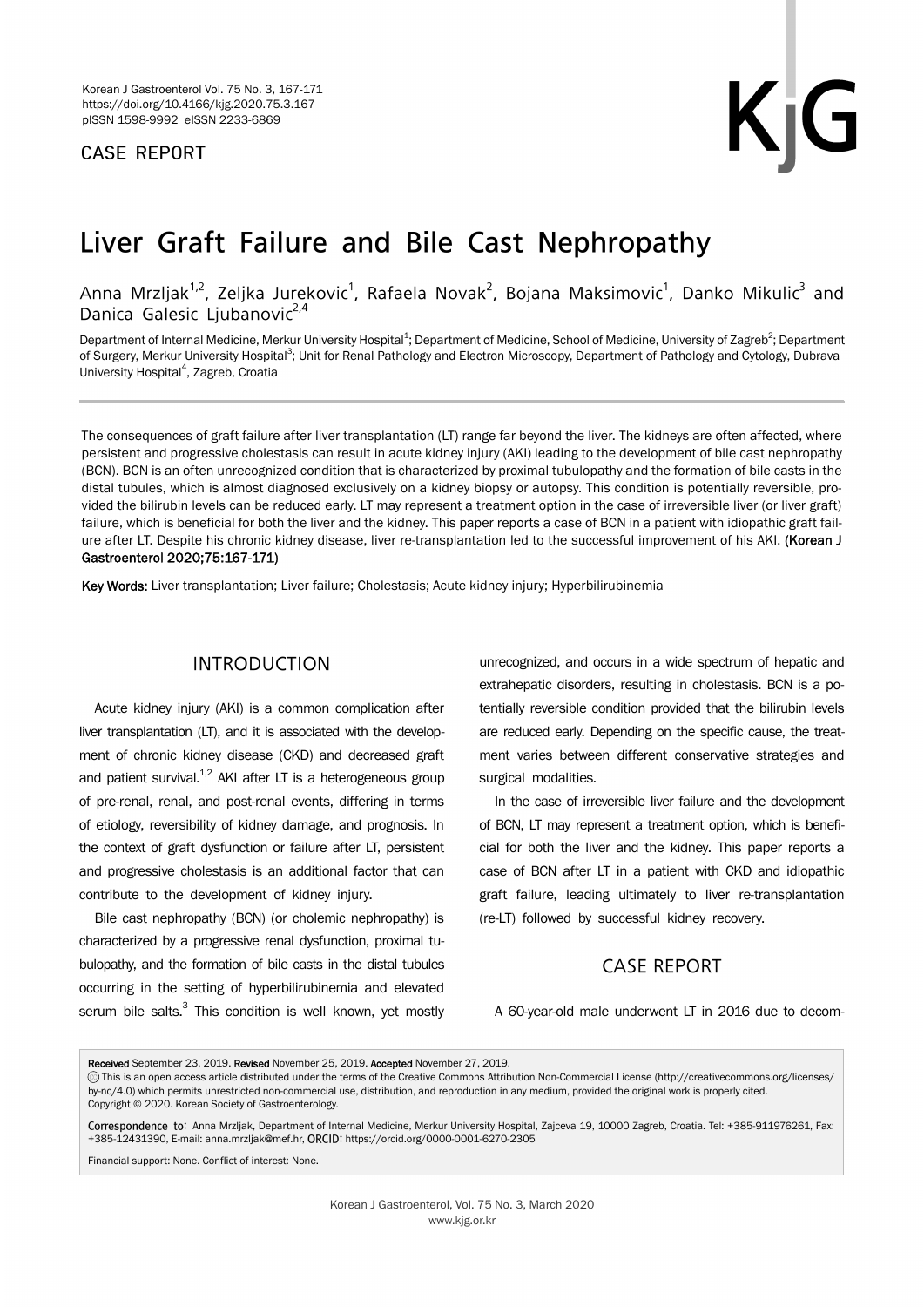CASE REPORT

# Liver Graft Failure and Bile Cast Nephropathy

Anna Mrzljak[1,2], Zeljka Jurekovic[1], Rafaela Novak[2], Bojana Maksimovic[1], Danko Mikulic[3] and Danica Galesic Ljubanovic[2,4]

Department of Internal Medicine, Merkur University Hospital[1]; Department of Medicine, School of Medicine, University of Zagreb[2]; Department of Surgery, Merkur University Hospital[3]; Unit for Renal Pathology and Electron Microscopy, Department of Pathology and Cytology, Dubrava University Hospital[4], Zagreb, Croatia

The consequences of graft failure after liver transplantation (LT) range far beyond the liver. The kidneys are often affected, where persistent and progressive cholestasis can result in acute kidney injury (AKI) leading to the development of bile cast nephropathy (BCN). BCN is an often unrecognized condition that is characterized by proximal tubulopathy and the formation of bile casts in the distal tubules, which is almost diagnosed exclusively on a kidney biopsy or autopsy. This condition is potentially reversible, provided the bilirubin levels can be reduced early. LT may represent a treatment option in the case of irreversible liver (or liver graft) failure, which is beneficial for both the liver and the kidney. This paper reports a case of BCN in a patient with idiopathic graft failure after LT. Despite his chronic kidney disease, liver re-transplantation led to the successful improvement of his AKI. **(Korean J Gastroenterol 2020;75:167-171)**

**Key Words:** Liver transplantation; Liver failure; Cholestasis; Acute kidney injury; Hyperbilirubinemia

## INTRODUCTION

Acute kidney injury (AKI) is a common complication after liver transplantation (LT), and it is associated with the development of chronic kidney disease (CKD) and decreased graft and patient survival.[1,2] AKI after LT is a heterogeneous group of pre-renal, renal, and post-renal events, differing in terms of etiology, reversibility of kidney damage, and prognosis. In the context of graft dysfunction or failure after LT, persistent and progressive cholestasis is an additional factor that can contribute to the development of kidney injury.

Bile cast nephropathy (BCN) (or cholemic nephropathy) is characterized by a progressive renal dysfunction, proximal tubulopathy, and the formation of bile casts in the distal tubules occurring in the setting of hyperbilirubinemia and elevated serum bile salts.[3] This condition is well known, yet mostly unrecognized, and occurs in a wide spectrum of hepatic and extrahepatic disorders, resulting in cholestasis. BCN is a potentially reversible condition provided that the bilirubin levels are reduced early. Depending on the specific cause, the treatment varies between different conservative strategies and surgical modalities.

In the case of irreversible liver failure and the development of BCN, LT may represent a treatment option, which is beneficial for both the liver and the kidney. This paper reports a case of BCN after LT in a patient with CKD and idiopathic graft failure, leading ultimately to liver re-transplantation (re-LT) followed by successful kidney recovery.

## CASE REPORT

A 60-year-old male underwent LT in 2016 due to decom-

**Received** September 23, 2019. **Revised** November 25, 2019. **Accepted** November 27, 2019.
This is an open access article distributed under the terms of the Creative Commons Attribution Non-Commercial License (http://creativecommons.org/licenses/by-nc/4.0) which permits unrestricted non-commercial use, distribution, and reproduction in any medium, provided the original work is properly cited.
Copyright © 2020. Korean Society of Gastroenterology.

Correspondence to: Anna Mrzljak, Department of Internal Medicine, Merkur University Hospital, Zajceva 19, 10000 Zagreb, Croatia. Tel: +385-911976261, Fax: +385-12431390, E-mail: anna.mrzljak@mef.hr, ORCID: https://orcid.org/0000-0001-6270-2305

Financial support: None. Conflict of interest: None.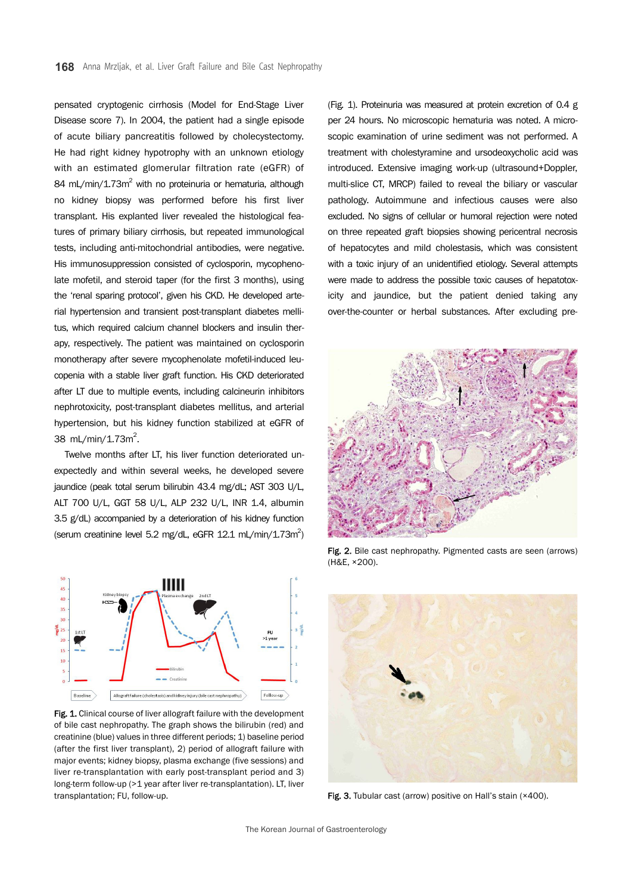pensated cryptogenic cirrhosis (Model for End-Stage Liver Disease score 7). In 2004, the patient had a single episode of acute biliary pancreatitis followed by cholecystectomy. He had right kidney hypotrophy with an unknown etiology with an estimated glomerular filtration rate (eGFR) of 84 mL/min/1.73m$^2$ with no proteinuria or hematuria, although no kidney biopsy was performed before his first liver transplant. His explanted liver revealed the histological features of primary biliary cirrhosis, but repeated immunological tests, including anti-mitochondrial antibodies, were negative. His immunosuppression consisted of cyclosporin, mycophenolate mofetil, and steroid taper (for the first 3 months), using the 'renal sparing protocol', given his CKD. He developed arterial hypertension and transient post-transplant diabetes mellitus, which required calcium channel blockers and insulin therapy, respectively. The patient was maintained on cyclosporin monotherapy after severe mycophenolate mofetil-induced leucopenia with a stable liver graft function. His CKD deteriorated after LT due to multiple events, including calcineurin inhibitors nephrotoxicity, post-transplant diabetes mellitus, and arterial hypertension, but his kidney function stabilized at eGFR of 38 mL/min/1.73m$^2$.

Twelve months after LT, his liver function deteriorated unexpectedly and within several weeks, he developed severe jaundice (peak total serum bilirubin 43.4 mg/dL; AST 303 U/L, ALT 700 U/L, GGT 58 U/L, ALP 232 U/L, INR 1.4, albumin 3.5 g/dL) accompanied by a deterioration of his kidney function (serum creatinine level 5.2 mg/dL, eGFR 12.1 mL/min/1.73m$^2$)

Fig. 1. Clinical course of liver allograft failure with the development of bile cast nephropathy. The graph shows the bilirubin (red) and creatinine (blue) values in three different periods; 1) baseline period (after the first liver transplant), 2) period of allograft failure with major events; kidney biopsy, plasma exchange (five sessions) and liver re-transplantation with early post-transplant period and 3) long-term follow-up (>1 year after liver re-transplantation). LT, liver transplantation; FU, follow-up.

(Fig. 1). Proteinuria was measured at protein excretion of 0.4 g per 24 hours. No microscopic hematuria was noted. A microscopic examination of urine sediment was not performed. A treatment with cholestyramine and ursodeoxycholic acid was introduced. Extensive imaging work-up (ultrasound+Doppler, multi-slice CT, MRCP) failed to reveal the biliary or vascular pathology. Autoimmune and infectious causes were also excluded. No signs of cellular or humoral rejection were noted on three repeated graft biopsies showing pericentral necrosis of hepatocytes and mild cholestasis, which was consistent with a toxic injury of an unidentified etiology. Several attempts were made to address the possible toxic causes of hepatotoxicity and jaundice, but the patient denied taking any over-the-counter or herbal substances. After excluding pre-

Fig. 2. Bile cast nephropathy. Pigmented casts are seen (arrows) (H&E, ×200).

Fig. 3. Tubular cast (arrow) positive on Hall's stain (×400).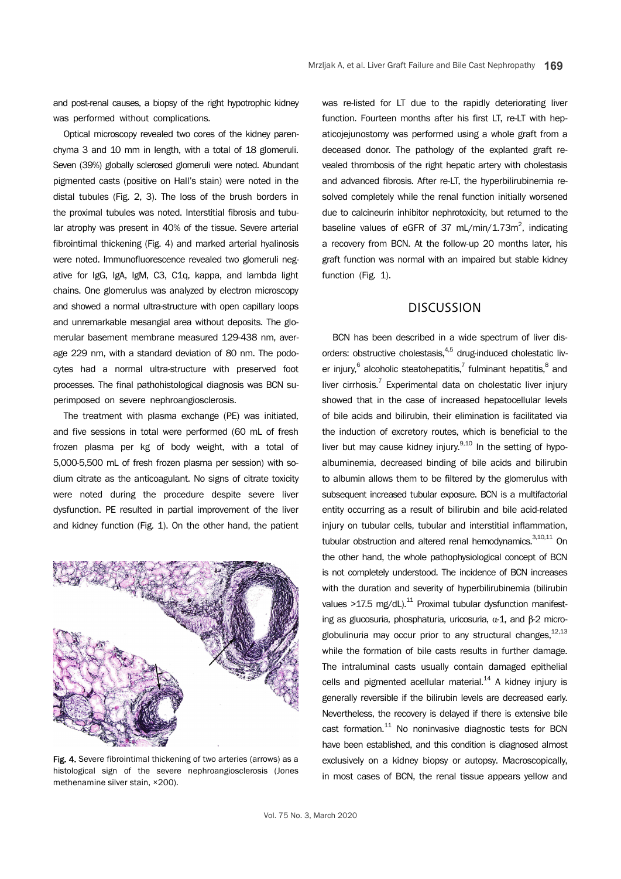and post-renal causes, a biopsy of the right hypotrophic kidney was performed without complications.

Optical microscopy revealed two cores of the kidney parenchyma 3 and 10 mm in length, with a total of 18 glomeruli. Seven (39%) globally sclerosed glomeruli were noted. Abundant pigmented casts (positive on Hall's stain) were noted in the distal tubules (Fig. 2, 3). The loss of the brush borders in the proximal tubules was noted. Interstitial fibrosis and tubular atrophy was present in 40% of the tissue. Severe arterial fibrointimal thickening (Fig. 4) and marked arterial hyalinosis were noted. Immunofluorescence revealed two glomeruli negative for IgG, IgA, IgM, C3, C1q, kappa, and lambda light chains. One glomerulus was analyzed by electron microscopy and showed a normal ultra-structure with open capillary loops and unremarkable mesangial area without deposits. The glomerular basement membrane measured 129-438 nm, average 229 nm, with a standard deviation of 80 nm. The podocytes had a normal ultra-structure with preserved foot processes. The final pathohistological diagnosis was BCN superimposed on severe nephroangiosclerosis.

The treatment with plasma exchange (PE) was initiated, and five sessions in total were performed (60 mL of fresh frozen plasma per kg of body weight, with a total of 5,000-5,500 mL of fresh frozen plasma per session) with sodium citrate as the anticoagulant. No signs of citrate toxicity were noted during the procedure despite severe liver dysfunction. PE resulted in partial improvement of the liver and kidney function (Fig. 1). On the other hand, the patient

**Fig. 4.** Severe fibrointimal thickening of two arteries (arrows) as a histological sign of the severe nephroangiosclerosis (Jones methenamine silver stain, ×200).

was re-listed for LT due to the rapidly deteriorating liver function. Fourteen months after his first LT, re-LT with hepaticojejunostomy was performed using a whole graft from a deceased donor. The pathology of the explanted graft revealed thrombosis of the right hepatic artery with cholestasis and advanced fibrosis. After re-LT, the hyperbilirubinemia resolved completely while the renal function initially worsened due to calcineurin inhibitor nephrotoxicity, but returned to the baseline values of eGFR of 37 mL/min/1.73m$^2$, indicating a recovery from BCN. At the follow-up 20 months later, his graft function was normal with an impaired but stable kidney function (Fig. 1).

## DISCUSSION

BCN has been described in a wide spectrum of liver disorders: obstructive cholestasis,[4,5] drug-induced cholestatic liver injury,[6] alcoholic steatohepatitis,[7] fulminant hepatitis,[8] and liver cirrhosis.[7] Experimental data on cholestatic liver injury showed that in the case of increased hepatocellular levels of bile acids and bilirubin, their elimination is facilitated via the induction of excretory routes, which is beneficial to the liver but may cause kidney injury.[9,10] In the setting of hypoalbuminemia, decreased binding of bile acids and bilirubin to albumin allows them to be filtered by the glomerulus with subsequent increased tubular exposure. BCN is a multifactorial entity occurring as a result of bilirubin and bile acid-related injury on tubular cells, tubular and interstitial inflammation, tubular obstruction and altered renal hemodynamics.[3,10,11] On the other hand, the whole pathophysiological concept of BCN is not completely understood. The incidence of BCN increases with the duration and severity of hyperbilirubinemia (bilirubin values >17.5 mg/dL).[11] Proximal tubular dysfunction manifesting as glucosuria, phosphaturia, uricosuria, $\alpha$-1, and $\beta$-2 microglobulinuria may occur prior to any structural changes,[12,13] while the formation of bile casts results in further damage. The intraluminal casts usually contain damaged epithelial cells and pigmented acellular material.[14] A kidney injury is generally reversible if the bilirubin levels are decreased early. Nevertheless, the recovery is delayed if there is extensive bile cast formation.[11] No noninvasive diagnostic tests for BCN have been established, and this condition is diagnosed almost exclusively on a kidney biopsy or autopsy. Macroscopically, in most cases of BCN, the renal tissue appears yellow and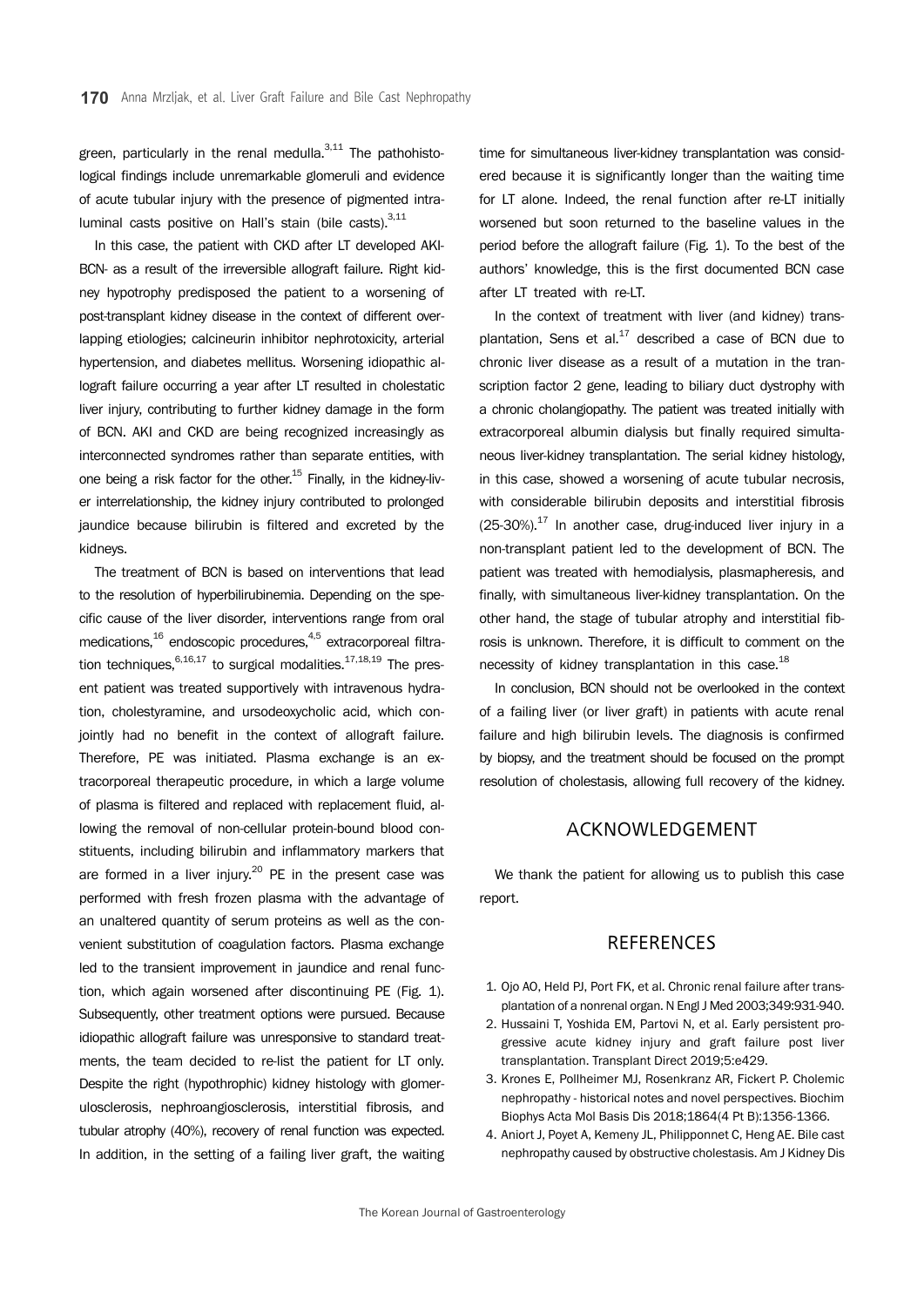green, particularly in the renal medulla.[3,11] The pathohistological findings include unremarkable glomeruli and evidence of acute tubular injury with the presence of pigmented intraluminal casts positive on Hall's stain (bile casts).[3,11]

In this case, the patient with CKD after LT developed AKI-BCN- as a result of the irreversible allograft failure. Right kidney hypotrophy predisposed the patient to a worsening of post-transplant kidney disease in the context of different overlapping etiologies; calcineurin inhibitor nephrotoxicity, arterial hypertension, and diabetes mellitus. Worsening idiopathic allograft failure occurring a year after LT resulted in cholestatic liver injury, contributing to further kidney damage in the form of BCN. AKI and CKD are being recognized increasingly as interconnected syndromes rather than separate entities, with one being a risk factor for the other.[15] Finally, in the kidney-liver interrelationship, the kidney injury contributed to prolonged jaundice because bilirubin is filtered and excreted by the kidneys.

The treatment of BCN is based on interventions that lead to the resolution of hyperbilirubinemia. Depending on the specific cause of the liver disorder, interventions range from oral medications,[16] endoscopic procedures,[4,5] extracorporeal filtration techniques,[6,16,17] to surgical modalities.[17,18,19] The present patient was treated supportively with intravenous hydration, cholestyramine, and ursodeoxycholic acid, which conjointly had no benefit in the context of allograft failure. Therefore, PE was initiated. Plasma exchange is an extracorporeal therapeutic procedure, in which a large volume of plasma is filtered and replaced with replacement fluid, allowing the removal of non-cellular protein-bound blood constituents, including bilirubin and inflammatory markers that are formed in a liver injury.[20] PE in the present case was performed with fresh frozen plasma with the advantage of an unaltered quantity of serum proteins as well as the convenient substitution of coagulation factors. Plasma exchange led to the transient improvement in jaundice and renal function, which again worsened after discontinuing PE (Fig. 1). Subsequently, other treatment options were pursued. Because idiopathic allograft failure was unresponsive to standard treatments, the team decided to re-list the patient for LT only. Despite the right (hypothrophic) kidney histology with glomerulosclerosis, nephroangiosclerosis, interstitial fibrosis, and tubular atrophy (40%), recovery of renal function was expected. In addition, in the setting of a failing liver graft, the waiting time for simultaneous liver-kidney transplantation was considered because it is significantly longer than the waiting time for LT alone. Indeed, the renal function after re-LT initially worsened but soon returned to the baseline values in the period before the allograft failure (Fig. 1). To the best of the authors' knowledge, this is the first documented BCN case after LT treated with re-LT.

In the context of treatment with liver (and kidney) transplantation, Sens et al.[17] described a case of BCN due to chronic liver disease as a result of a mutation in the transcription factor 2 gene, leading to biliary duct dystrophy with a chronic cholangiopathy. The patient was treated initially with extracorporeal albumin dialysis but finally required simultaneous liver-kidney transplantation. The serial kidney histology, in this case, showed a worsening of acute tubular necrosis, with considerable bilirubin deposits and interstitial fibrosis (25-30%).[17] In another case, drug-induced liver injury in a non-transplant patient led to the development of BCN. The patient was treated with hemodialysis, plasmapheresis, and finally, with simultaneous liver-kidney transplantation. On the other hand, the stage of tubular atrophy and interstitial fibrosis is unknown. Therefore, it is difficult to comment on the necessity of kidney transplantation in this case.[18]

In conclusion, BCN should not be overlooked in the context of a failing liver (or liver graft) in patients with acute renal failure and high bilirubin levels. The diagnosis is confirmed by biopsy, and the treatment should be focused on the prompt resolution of cholestasis, allowing full recovery of the kidney.

## ACKNOWLEDGEMENT

We thank the patient for allowing us to publish this case report.

## REFERENCES

1. Ojo AO, Held PJ, Port FK, et al. Chronic renal failure after transplantation of a nonrenal organ. N Engl J Med 2003;349:931-940.
2. Hussaini T, Yoshida EM, Partovi N, et al. Early persistent progressive acute kidney injury and graft failure post liver transplantation. Transplant Direct 2019;5:e429.
3. Krones E, Pollheimer MJ, Rosenkranz AR, Fickert P. Cholemic nephropathy - historical notes and novel perspectives. Biochim Biophys Acta Mol Basis Dis 2018;1864(4 Pt B):1356-1366.
4. Aniort J, Poyet A, Kemeny JL, Philipponnet C, Heng AE. Bile cast nephropathy caused by obstructive cholestasis. Am J Kidney Dis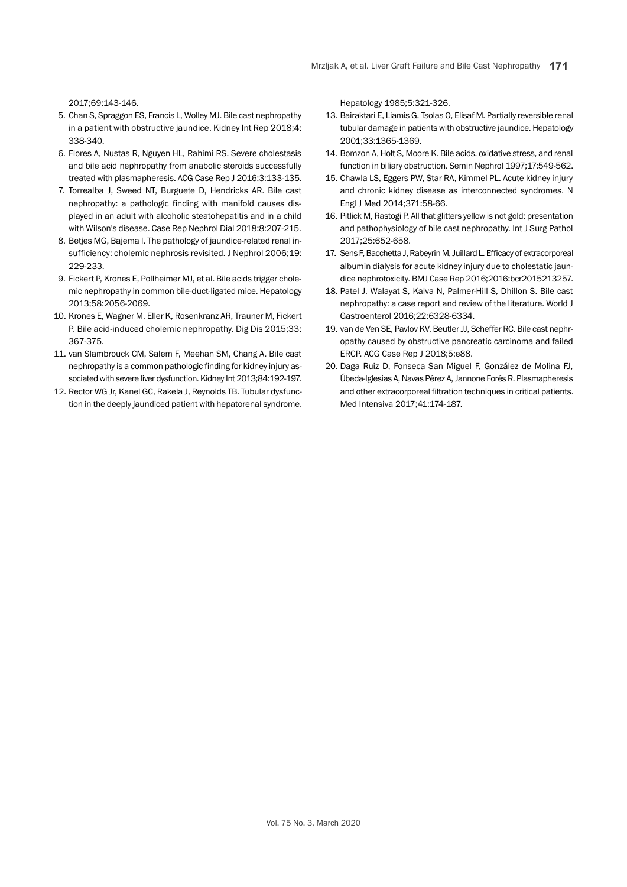2017;69:143-146.

5. Chan S, Spraggon ES, Francis L, Wolley MJ. Bile cast nephropathy in a patient with obstructive jaundice. Kidney Int Rep 2018;4: 338-340.
6. Flores A, Nustas R, Nguyen HL, Rahimi RS. Severe cholestasis and bile acid nephropathy from anabolic steroids successfully treated with plasmapheresis. ACG Case Rep J 2016;3:133-135.
7. Torrealba J, Sweed NT, Burguete D, Hendricks AR. Bile cast nephropathy: a pathologic finding with manifold causes displayed in an adult with alcoholic steatohepatitis and in a child with Wilson's disease. Case Rep Nephrol Dial 2018;8:207-215.
8. Betjes MG, Bajema I. The pathology of jaundice-related renal insufficiency: cholemic nephrosis revisited. J Nephrol 2006;19: 229-233.
9. Fickert P, Krones E, Pollheimer MJ, et al. Bile acids trigger cholemic nephropathy in common bile-duct-ligated mice. Hepatology 2013;58:2056-2069.
10. Krones E, Wagner M, Eller K, Rosenkranz AR, Trauner M, Fickert P. Bile acid-induced cholemic nephropathy. Dig Dis 2015;33: 367-375.
11. van Slambrouck CM, Salem F, Meehan SM, Chang A. Bile cast nephropathy is a common pathologic finding for kidney injury associated with severe liver dysfunction. Kidney Int 2013;84:192-197.
12. Rector WG Jr, Kanel GC, Rakela J, Reynolds TB. Tubular dysfunction in the deeply jaundiced patient with hepatorenal syndrome. Hepatology 1985;5:321-326.
13. Bairaktari E, Liamis G, Tsolas O, Elisaf M. Partially reversible renal tubular damage in patients with obstructive jaundice. Hepatology 2001;33:1365-1369.
14. Bomzon A, Holt S, Moore K. Bile acids, oxidative stress, and renal function in biliary obstruction. Semin Nephrol 1997;17:549-562.
15. Chawla LS, Eggers PW, Star RA, Kimmel PL. Acute kidney injury and chronic kidney disease as interconnected syndromes. N Engl J Med 2014;371:58-66.
16. Pitlick M, Rastogi P. All that glitters yellow is not gold: presentation and pathophysiology of bile cast nephropathy. Int J Surg Pathol 2017;25:652-658.
17. Sens F, Bacchetta J, Rabeyrin M, Juillard L. Efficacy of extracorporeal albumin dialysis for acute kidney injury due to cholestatic jaundice nephrotoxicity. BMJ Case Rep 2016;2016:bcr2015213257.
18. Patel J, Walayat S, Kalva N, Palmer-Hill S, Dhillon S. Bile cast nephropathy: a case report and review of the literature. World J Gastroenterol 2016;22:6328-6334.
19. van de Ven SE, Pavlov KV, Beutler JJ, Scheffer RC. Bile cast nephropathy caused by obstructive pancreatic carcinoma and failed ERCP. ACG Case Rep J 2018;5:e88.
20. Daga Ruiz D, Fonseca San Miguel F, González de Molina FJ, Úbeda-Iglesias A, Navas Pérez A, Jannone Forés R. Plasmapheresis and other extracorporeal filtration techniques in critical patients. Med Intensiva 2017;41:174-187.